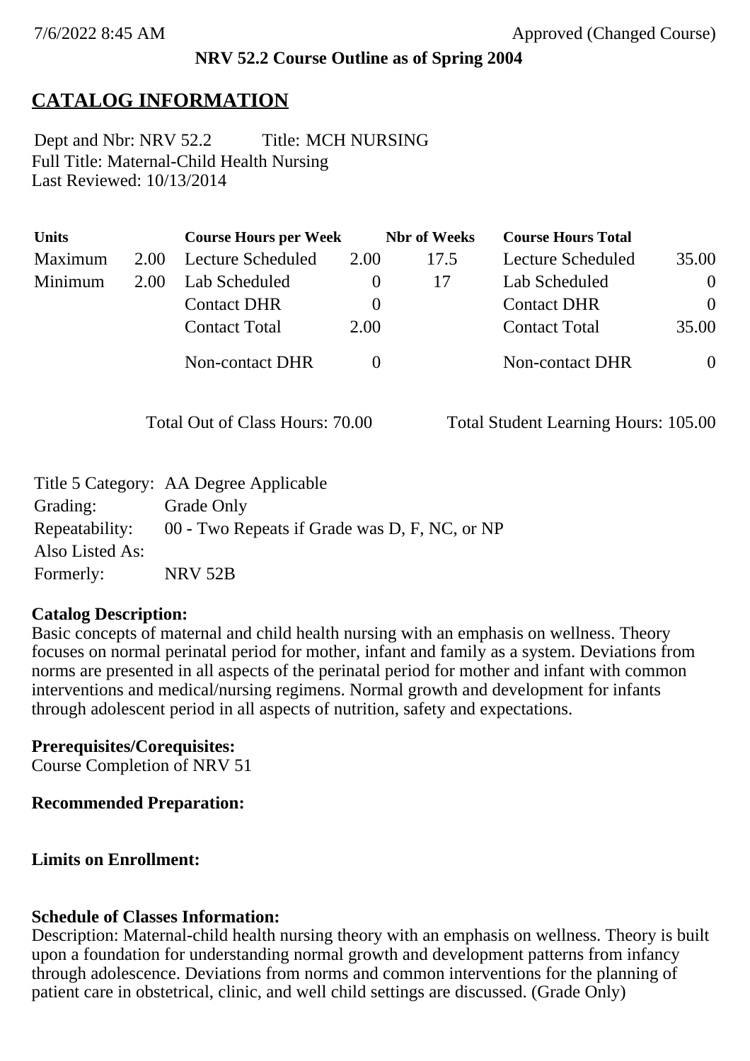7/6/2022 8:45 AM Approved (Changed Course)

**NRV 52.2 Course Outline as of Spring 2004**

# CATALOG INFORMATION

Dept and Nbr: NRV 52.2 Title: MCH NURSING
Full Title: Maternal-Child Health Nursing
Last Reviewed: 10/13/2014

| Units | | Course Hours per Week | | Nbr of Weeks | Course Hours Total | |
|---|---|---|---|---|---|---|
| Maximum | 2.00 | Lecture Scheduled | 2.00 | 17.5 | Lecture Scheduled | 35.00 |
| Minimum | 2.00 | Lab Scheduled | 0 | 17 | Lab Scheduled | 0 |
| | | Contact DHR | 0 | | Contact DHR | 0 |
| | | Contact Total | 2.00 | | Contact Total | 35.00 |
| | | Non-contact DHR | 0 | | Non-contact DHR | 0 |

Total Out of Class Hours: 70.00 Total Student Learning Hours: 105.00

| | |
|---|---|
| Title 5 Category: | AA Degree Applicable |
| Grading: | Grade Only |
| Repeatability: | 00 - Two Repeats if Grade was D, F, NC, or NP |
| Also Listed As: | |
| Formerly: | NRV 52B |

**Catalog Description:**
Basic concepts of maternal and child health nursing with an emphasis on wellness. Theory focuses on normal perinatal period for mother, infant and family as a system. Deviations from norms are presented in all aspects of the perinatal period for mother and infant with common interventions and medical/nursing regimens. Normal growth and development for infants through adolescent period in all aspects of nutrition, safety and expectations.

**Prerequisites/Corequisites:**
Course Completion of NRV 51

**Recommended Preparation:**

**Limits on Enrollment:**

**Schedule of Classes Information:**
Description: Maternal-child health nursing theory with an emphasis on wellness. Theory is built upon a foundation for understanding normal growth and development patterns from infancy through adolescence. Deviations from norms and common interventions for the planning of patient care in obstetrical, clinic, and well child settings are discussed. (Grade Only)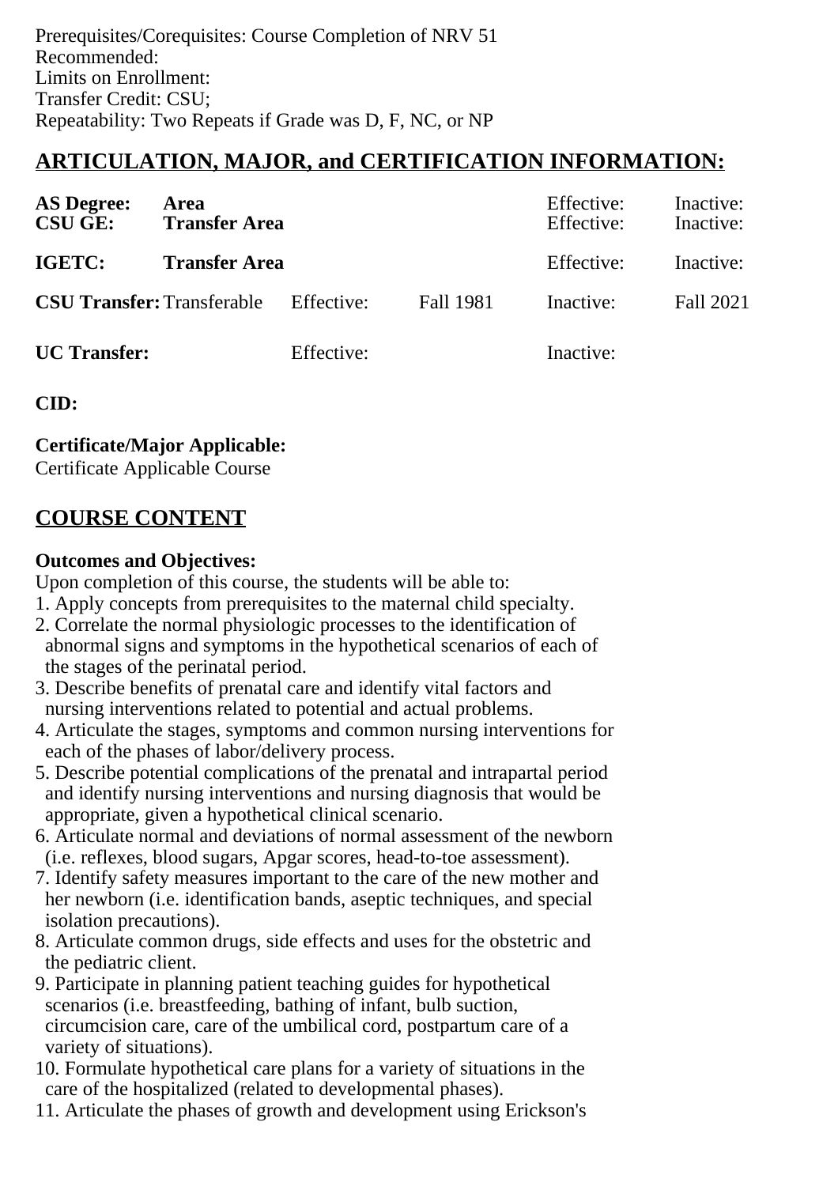Prerequisites/Corequisites: Course Completion of NRV 51
Recommended:
Limits on Enrollment:
Transfer Credit: CSU;
Repeatability: Two Repeats if Grade was D, F, NC, or NP

## ARTICULATION, MAJOR, and CERTIFICATION INFORMATION:

| | | | | | |
|---|---|---|---|---|---|
| **AS Degree:** | **Area** | | | Effective: | Inactive: |
| **CSU GE:** | **Transfer Area** | | | Effective: | Inactive: |
| **IGETC:** | **Transfer Area** | | | Effective: | Inactive: |
| **CSU Transfer:** | Transferable | Effective: | Fall 1981 | Inactive: | Fall 2021 |
| **UC Transfer:** | | Effective: | | Inactive: | |

**CID:**

**Certificate/Major Applicable:**
Certificate Applicable Course

## COURSE CONTENT

**Outcomes and Objectives:**
Upon completion of this course, the students will be able to:
1. Apply concepts from prerequisites to the maternal child specialty.
2. Correlate the normal physiologic processes to the identification of abnormal signs and symptoms in the hypothetical scenarios of each of the stages of the perinatal period.
3. Describe benefits of prenatal care and identify vital factors and nursing interventions related to potential and actual problems.
4. Articulate the stages, symptoms and common nursing interventions for each of the phases of labor/delivery process.
5. Describe potential complications of the prenatal and intrapartal period and identify nursing interventions and nursing diagnosis that would be appropriate, given a hypothetical clinical scenario.
6. Articulate normal and deviations of normal assessment of the newborn (i.e. reflexes, blood sugars, Apgar scores, head-to-toe assessment).
7. Identify safety measures important to the care of the new mother and her newborn (i.e. identification bands, aseptic techniques, and special isolation precautions).
8. Articulate common drugs, side effects and uses for the obstetric and the pediatric client.
9. Participate in planning patient teaching guides for hypothetical scenarios (i.e. breastfeeding, bathing of infant, bulb suction, circumcision care, care of the umbilical cord, postpartum care of a variety of situations).
10. Formulate hypothetical care plans for a variety of situations in the care of the hospitalized (related to developmental phases).
11. Articulate the phases of growth and development using Erickson's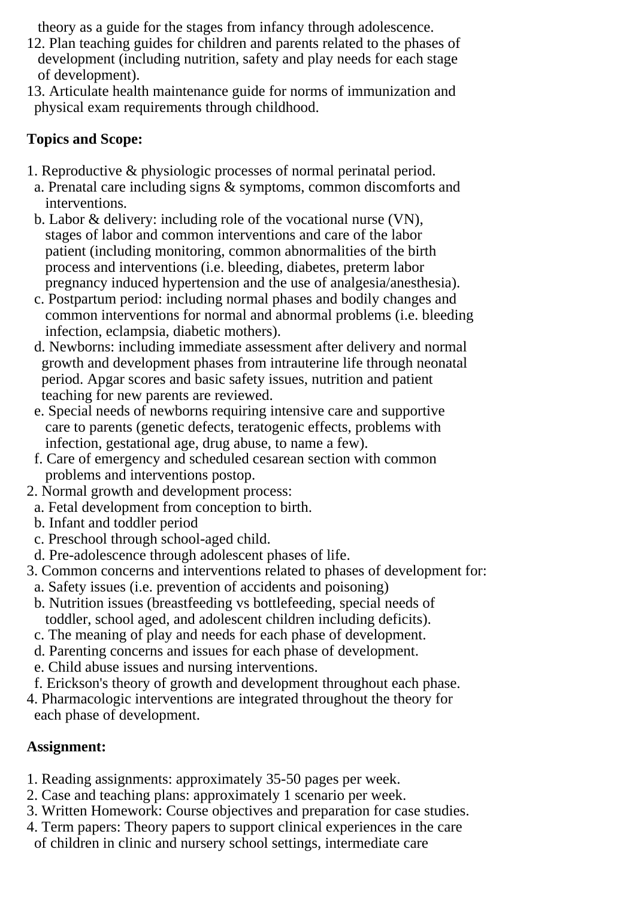theory as a guide for the stages from infancy through adolescence.

12. Plan teaching guides for children and parents related to the phases of development (including nutrition, safety and play needs for each stage of development).
13. Articulate health maintenance guide for norms of immunization and physical exam requirements through childhood.

**Topics and Scope:**

1. Reproductive & physiologic processes of normal perinatal period.
   a. Prenatal care including signs & symptoms, common discomforts and interventions.
   b. Labor & delivery: including role of the vocational nurse (VN), stages of labor and common interventions and care of the labor patient (including monitoring, common abnormalities of the birth process and interventions (i.e. bleeding, diabetes, preterm labor pregnancy induced hypertension and the use of analgesia/anesthesia).
   c. Postpartum period: including normal phases and bodily changes and common interventions for normal and abnormal problems (i.e. bleeding infection, eclampsia, diabetic mothers).
   d. Newborns: including immediate assessment after delivery and normal growth and development phases from intrauterine life through neonatal period. Apgar scores and basic safety issues, nutrition and patient teaching for new parents are reviewed.
   e. Special needs of newborns requiring intensive care and supportive care to parents (genetic defects, teratogenic effects, problems with infection, gestational age, drug abuse, to name a few).
   f. Care of emergency and scheduled cesarean section with common problems and interventions postop.
2. Normal growth and development process:
   a. Fetal development from conception to birth.
   b. Infant and toddler period
   c. Preschool through school-aged child.
   d. Pre-adolescence through adolescent phases of life.
3. Common concerns and interventions related to phases of development for:
   a. Safety issues (i.e. prevention of accidents and poisoning)
   b. Nutrition issues (breastfeeding vs bottlefeeding, special needs of toddler, school aged, and adolescent children including deficits).
   c. The meaning of play and needs for each phase of development.
   d. Parenting concerns and issues for each phase of development.
   e. Child abuse issues and nursing interventions.
   f. Erickson's theory of growth and development throughout each phase.
4. Pharmacologic interventions are integrated throughout the theory for each phase of development.

**Assignment:**

1. Reading assignments: approximately 35-50 pages per week.
2. Case and teaching plans: approximately 1 scenario per week.
3. Written Homework: Course objectives and preparation for case studies.
4. Term papers: Theory papers to support clinical experiences in the care of children in clinic and nursery school settings, intermediate care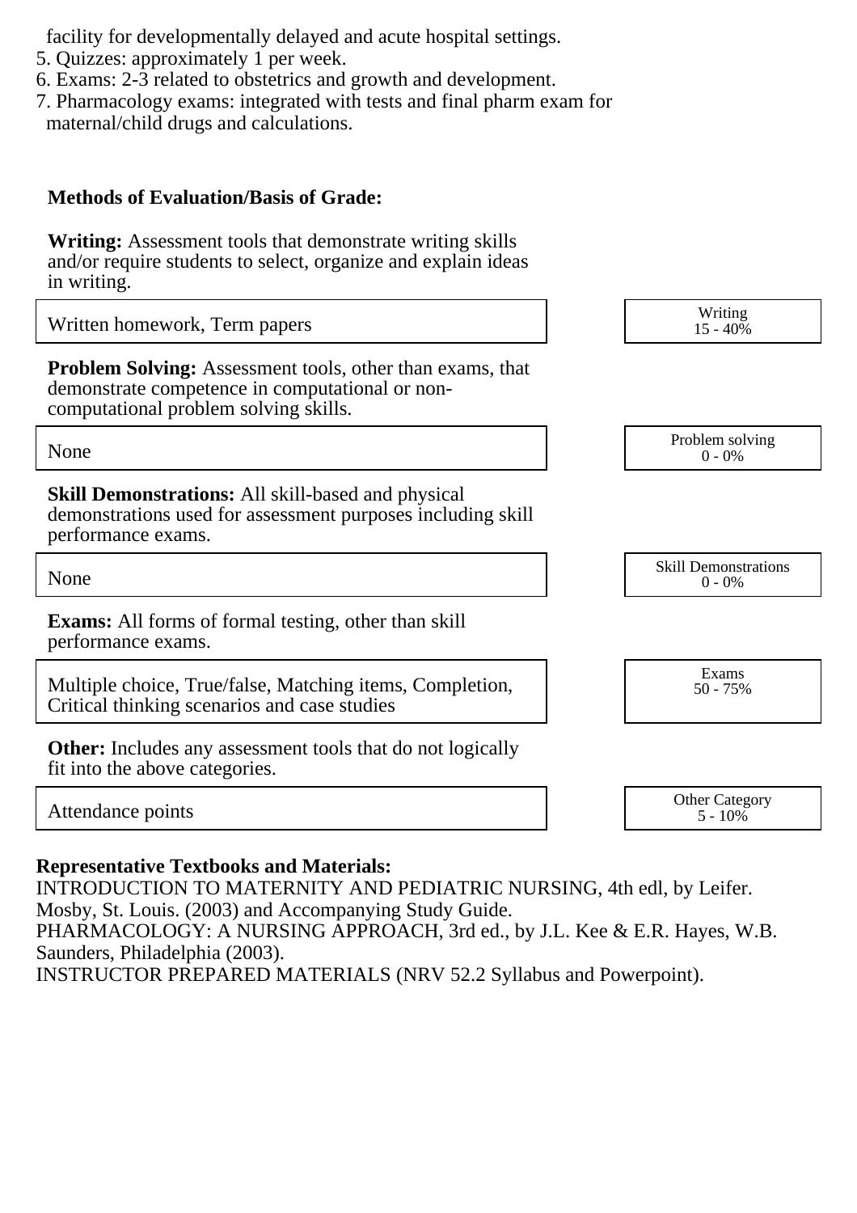facility for developmentally delayed and acute hospital settings.
5. Quizzes: approximately 1 per week.
6. Exams: 2-3 related to obstetrics and growth and development.
7. Pharmacology exams: integrated with tests and final pharm exam for maternal/child drugs and calculations.

**Methods of Evaluation/Basis of Grade:**

**Writing:** Assessment tools that demonstrate writing skills and/or require students to select, organize and explain ideas in writing.

| | |
|---|---|
| Written homework, Term papers | Writing 15 - 40% |

**Problem Solving:** Assessment tools, other than exams, that demonstrate competence in computational or non-computational problem solving skills.

| | |
|---|---|
| None | Problem solving 0 - 0% |

**Skill Demonstrations:** All skill-based and physical demonstrations used for assessment purposes including skill performance exams.

| | |
|---|---|
| None | Skill Demonstrations 0 - 0% |

**Exams:** All forms of formal testing, other than skill performance exams.

| | |
|---|---|
| Multiple choice, True/false, Matching items, Completion, Critical thinking scenarios and case studies | Exams 50 - 75% |

**Other:** Includes any assessment tools that do not logically fit into the above categories.

| | |
|---|---|
| Attendance points | Other Category 5 - 10% |

**Representative Textbooks and Materials:**
INTRODUCTION TO MATERNITY AND PEDIATRIC NURSING, 4th edl, by Leifer. Mosby, St. Louis. (2003) and Accompanying Study Guide.
PHARMACOLOGY: A NURSING APPROACH, 3rd ed., by J.L. Kee & E.R. Hayes, W.B. Saunders, Philadelphia (2003).
INSTRUCTOR PREPARED MATERIALS (NRV 52.2 Syllabus and Powerpoint).